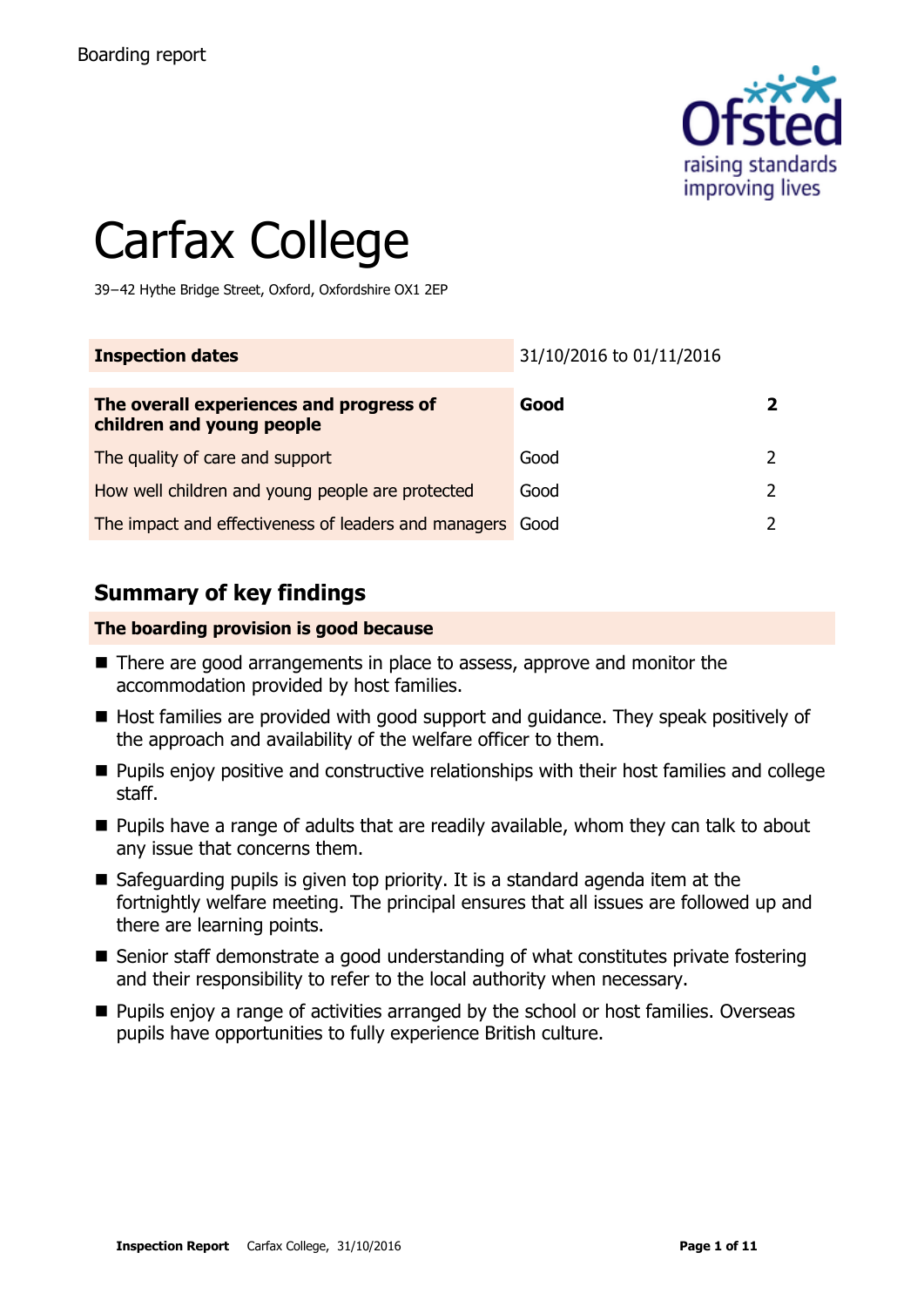Boarding report

# Carfax College

39–42 Hythe Bridge Street, Oxford, Oxfordshire OX1 2EP

| Inspection dates | 31/10/2016 to 01/11/2016 | |
|---|---|---|
| **The overall experiences and progress of children and young people** | **Good** | **2** |
| The quality of care and support | Good | 2 |
| How well children and young people are protected | Good | 2 |
| The impact and effectiveness of leaders and managers | Good | 2 |

## Summary of key findings

**The boarding provision is good because**

- There are good arrangements in place to assess, approve and monitor the accommodation provided by host families.
- Host families are provided with good support and guidance. They speak positively of the approach and availability of the welfare officer to them.
- Pupils enjoy positive and constructive relationships with their host families and college staff.
- Pupils have a range of adults that are readily available, whom they can talk to about any issue that concerns them.
- Safeguarding pupils is given top priority. It is a standard agenda item at the fortnightly welfare meeting. The principal ensures that all issues are followed up and there are learning points.
- Senior staff demonstrate a good understanding of what constitutes private fostering and their responsibility to refer to the local authority when necessary.
- Pupils enjoy a range of activities arranged by the school or host families. Overseas pupils have opportunities to fully experience British culture.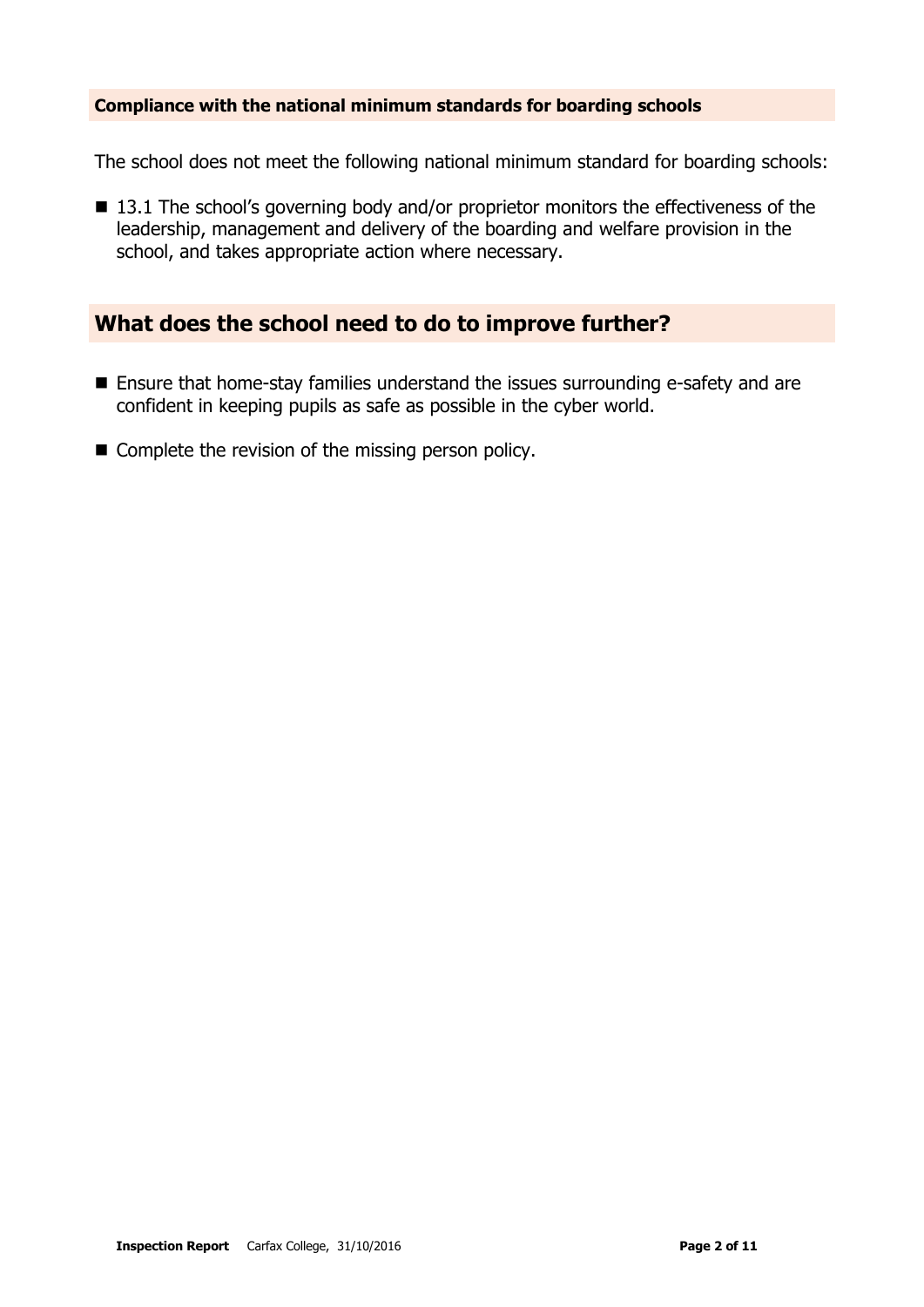**Compliance with the national minimum standards for boarding schools**

The school does not meet the following national minimum standard for boarding schools:

- 13.1 The school's governing body and/or proprietor monitors the effectiveness of the leadership, management and delivery of the boarding and welfare provision in the school, and takes appropriate action where necessary.

## What does the school need to do to improve further?

- Ensure that home-stay families understand the issues surrounding e-safety and are confident in keeping pupils as safe as possible in the cyber world.
- Complete the revision of the missing person policy.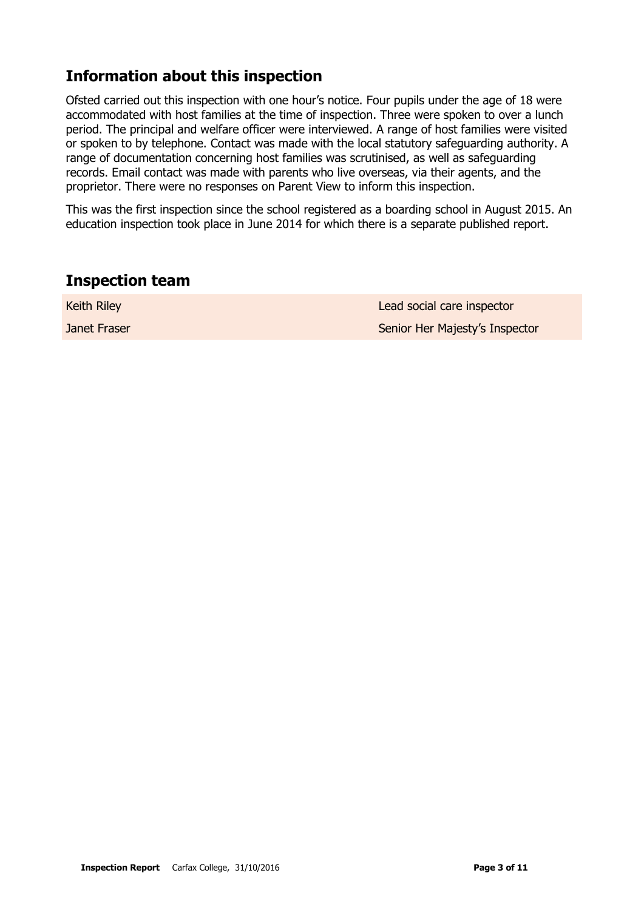## Information about this inspection

Ofsted carried out this inspection with one hour's notice. Four pupils under the age of 18 were accommodated with host families at the time of inspection. Three were spoken to over a lunch period. The principal and welfare officer were interviewed. A range of host families were visited or spoken to by telephone. Contact was made with the local statutory safeguarding authority. A range of documentation concerning host families was scrutinised, as well as safeguarding records. Email contact was made with parents who live overseas, via their agents, and the proprietor. There were no responses on Parent View to inform this inspection.

This was the first inspection since the school registered as a boarding school in August 2015. An education inspection took place in June 2014 for which there is a separate published report.

## Inspection team

| | |
|---|---|
| Keith Riley | Lead social care inspector |
| Janet Fraser | Senior Her Majesty's Inspector |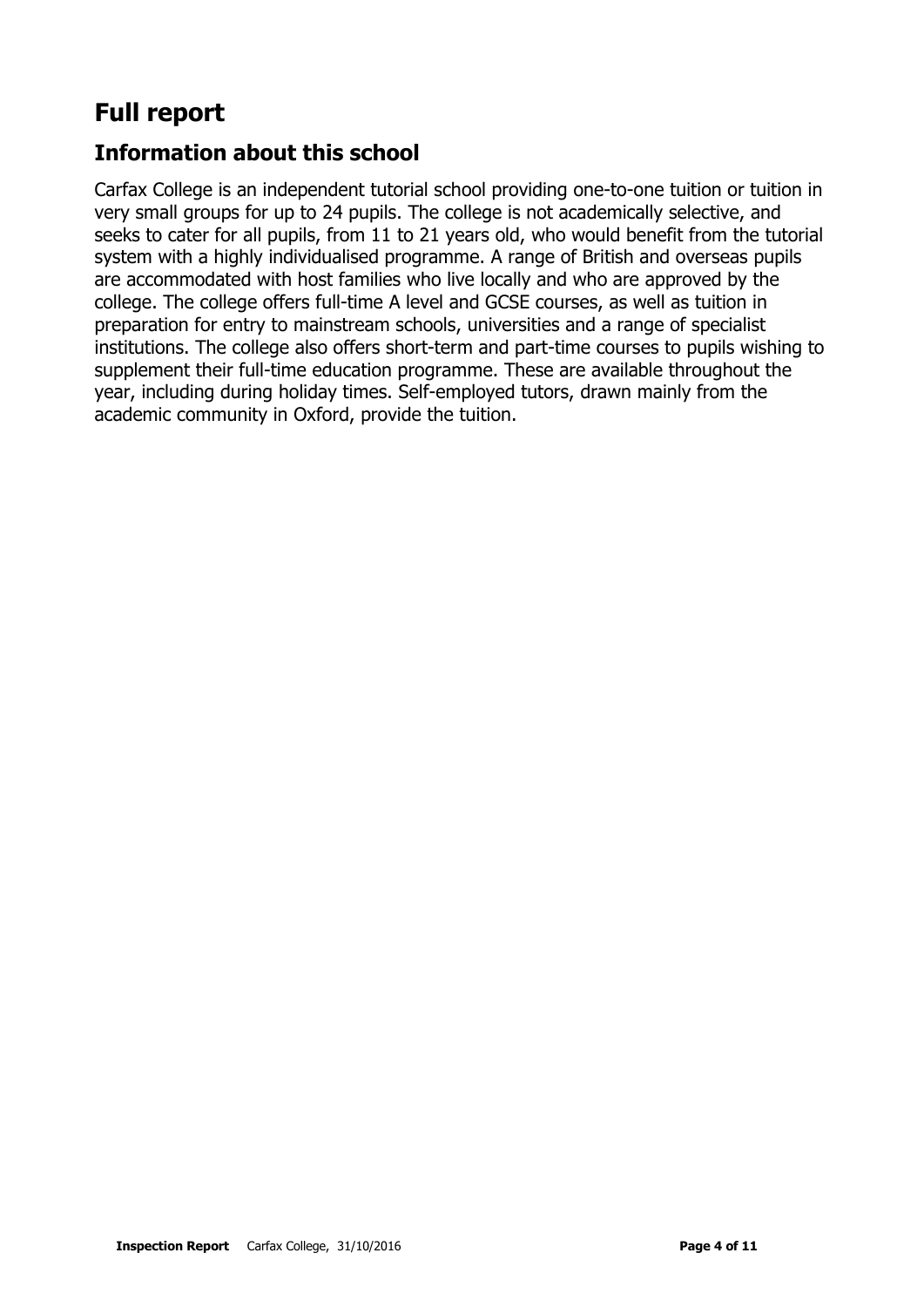# Full report

## Information about this school

Carfax College is an independent tutorial school providing one-to-one tuition or tuition in very small groups for up to 24 pupils. The college is not academically selective, and seeks to cater for all pupils, from 11 to 21 years old, who would benefit from the tutorial system with a highly individualised programme. A range of British and overseas pupils are accommodated with host families who live locally and who are approved by the college. The college offers full-time A level and GCSE courses, as well as tuition in preparation for entry to mainstream schools, universities and a range of specialist institutions. The college also offers short-term and part-time courses to pupils wishing to supplement their full-time education programme. These are available throughout the year, including during holiday times. Self-employed tutors, drawn mainly from the academic community in Oxford, provide the tuition.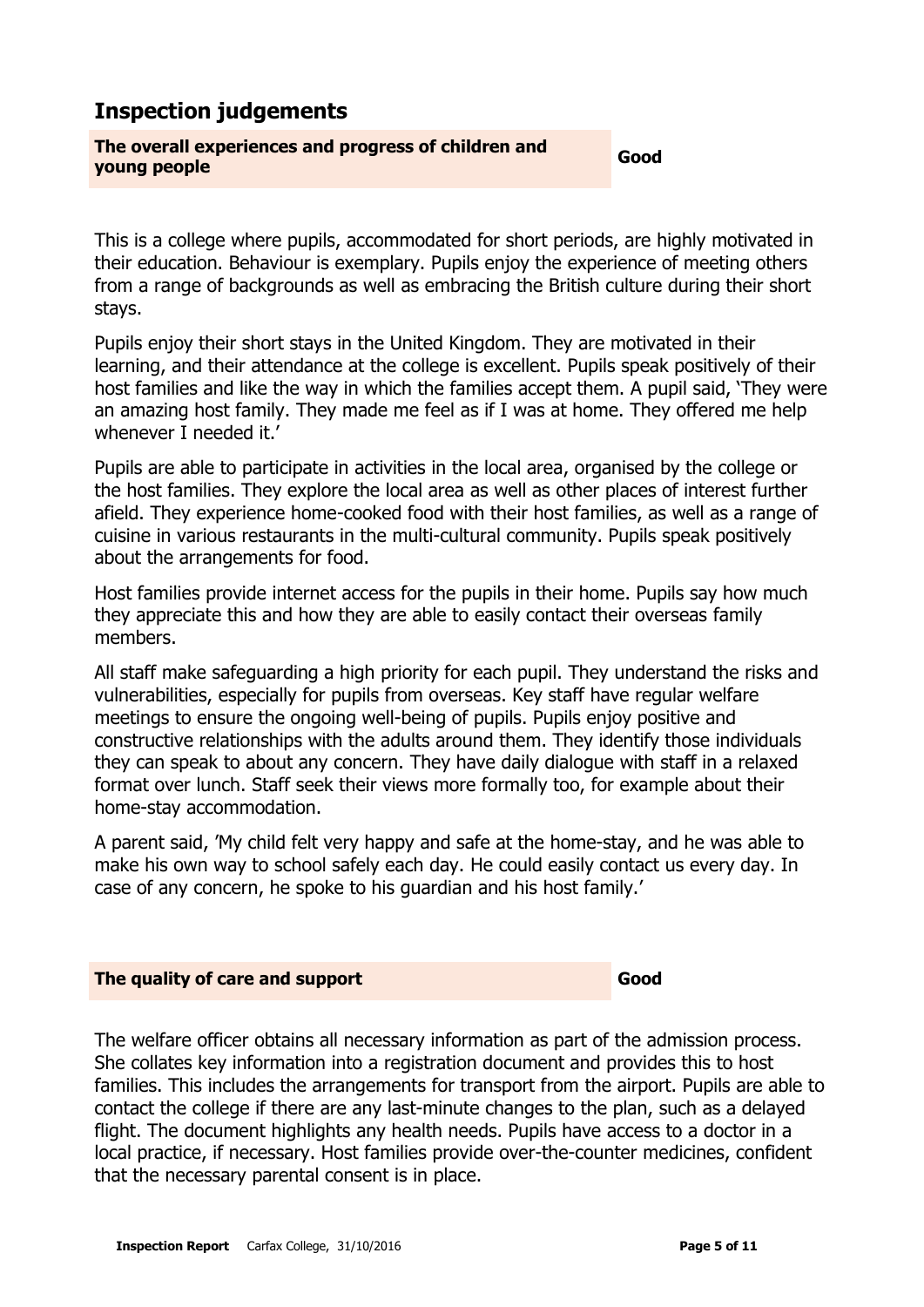## Inspection judgements

| The overall experiences and progress of children and young people | Good |
|---|---|

This is a college where pupils, accommodated for short periods, are highly motivated in their education. Behaviour is exemplary. Pupils enjoy the experience of meeting others from a range of backgrounds as well as embracing the British culture during their short stays.

Pupils enjoy their short stays in the United Kingdom. They are motivated in their learning, and their attendance at the college is excellent. Pupils speak positively of their host families and like the way in which the families accept them. A pupil said, 'They were an amazing host family. They made me feel as if I was at home. They offered me help whenever I needed it.'

Pupils are able to participate in activities in the local area, organised by the college or the host families. They explore the local area as well as other places of interest further afield. They experience home-cooked food with their host families, as well as a range of cuisine in various restaurants in the multi-cultural community. Pupils speak positively about the arrangements for food.

Host families provide internet access for the pupils in their home. Pupils say how much they appreciate this and how they are able to easily contact their overseas family members.

All staff make safeguarding a high priority for each pupil. They understand the risks and vulnerabilities, especially for pupils from overseas. Key staff have regular welfare meetings to ensure the ongoing well-being of pupils. Pupils enjoy positive and constructive relationships with the adults around them. They identify those individuals they can speak to about any concern. They have daily dialogue with staff in a relaxed format over lunch. Staff seek their views more formally too, for example about their home-stay accommodation.

A parent said, 'My child felt very happy and safe at the home-stay, and he was able to make his own way to school safely each day. He could easily contact us every day. In case of any concern, he spoke to his guardian and his host family.'

| The quality of care and support | Good |
|---|---|

The welfare officer obtains all necessary information as part of the admission process. She collates key information into a registration document and provides this to host families. This includes the arrangements for transport from the airport. Pupils are able to contact the college if there are any last-minute changes to the plan, such as a delayed flight. The document highlights any health needs. Pupils have access to a doctor in a local practice, if necessary. Host families provide over-the-counter medicines, confident that the necessary parental consent is in place.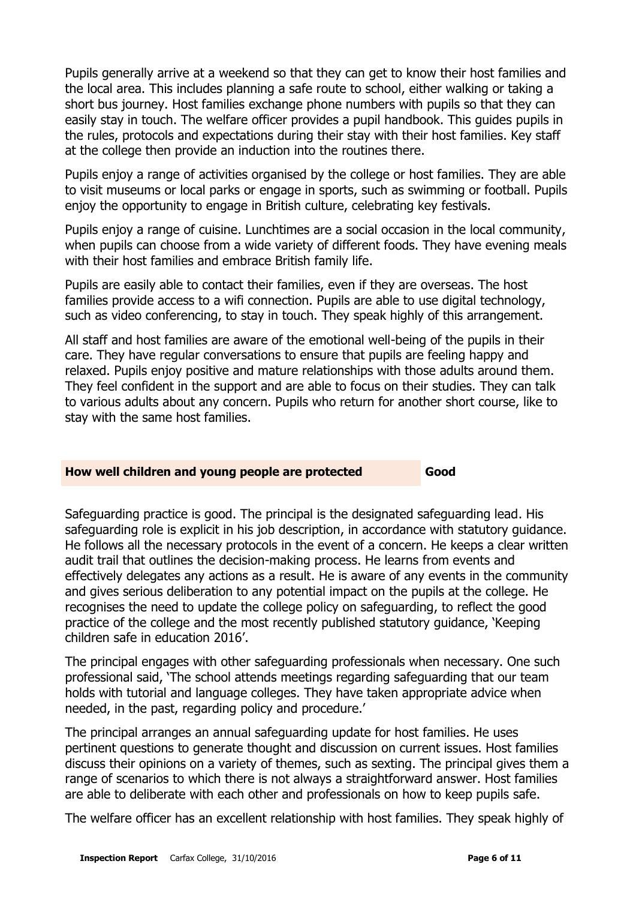Pupils generally arrive at a weekend so that they can get to know their host families and the local area. This includes planning a safe route to school, either walking or taking a short bus journey. Host families exchange phone numbers with pupils so that they can easily stay in touch. The welfare officer provides a pupil handbook. This guides pupils in the rules, protocols and expectations during their stay with their host families. Key staff at the college then provide an induction into the routines there.

Pupils enjoy a range of activities organised by the college or host families. They are able to visit museums or local parks or engage in sports, such as swimming or football. Pupils enjoy the opportunity to engage in British culture, celebrating key festivals.

Pupils enjoy a range of cuisine. Lunchtimes are a social occasion in the local community, when pupils can choose from a wide variety of different foods. They have evening meals with their host families and embrace British family life.

Pupils are easily able to contact their families, even if they are overseas. The host families provide access to a wifi connection. Pupils are able to use digital technology, such as video conferencing, to stay in touch. They speak highly of this arrangement.

All staff and host families are aware of the emotional well-being of the pupils in their care. They have regular conversations to ensure that pupils are feeling happy and relaxed. Pupils enjoy positive and mature relationships with those adults around them. They feel confident in the support and are able to focus on their studies. They can talk to various adults about any concern. Pupils who return for another short course, like to stay with the same host families.

| **How well children and young people are protected** | **Good** |
|---|---|

Safeguarding practice is good. The principal is the designated safeguarding lead. His safeguarding role is explicit in his job description, in accordance with statutory guidance. He follows all the necessary protocols in the event of a concern. He keeps a clear written audit trail that outlines the decision-making process. He learns from events and effectively delegates any actions as a result. He is aware of any events in the community and gives serious deliberation to any potential impact on the pupils at the college. He recognises the need to update the college policy on safeguarding, to reflect the good practice of the college and the most recently published statutory guidance, 'Keeping children safe in education 2016'.

The principal engages with other safeguarding professionals when necessary. One such professional said, 'The school attends meetings regarding safeguarding that our team holds with tutorial and language colleges. They have taken appropriate advice when needed, in the past, regarding policy and procedure.'

The principal arranges an annual safeguarding update for host families. He uses pertinent questions to generate thought and discussion on current issues. Host families discuss their opinions on a variety of themes, such as sexting. The principal gives them a range of scenarios to which there is not always a straightforward answer. Host families are able to deliberate with each other and professionals on how to keep pupils safe.

The welfare officer has an excellent relationship with host families. They speak highly of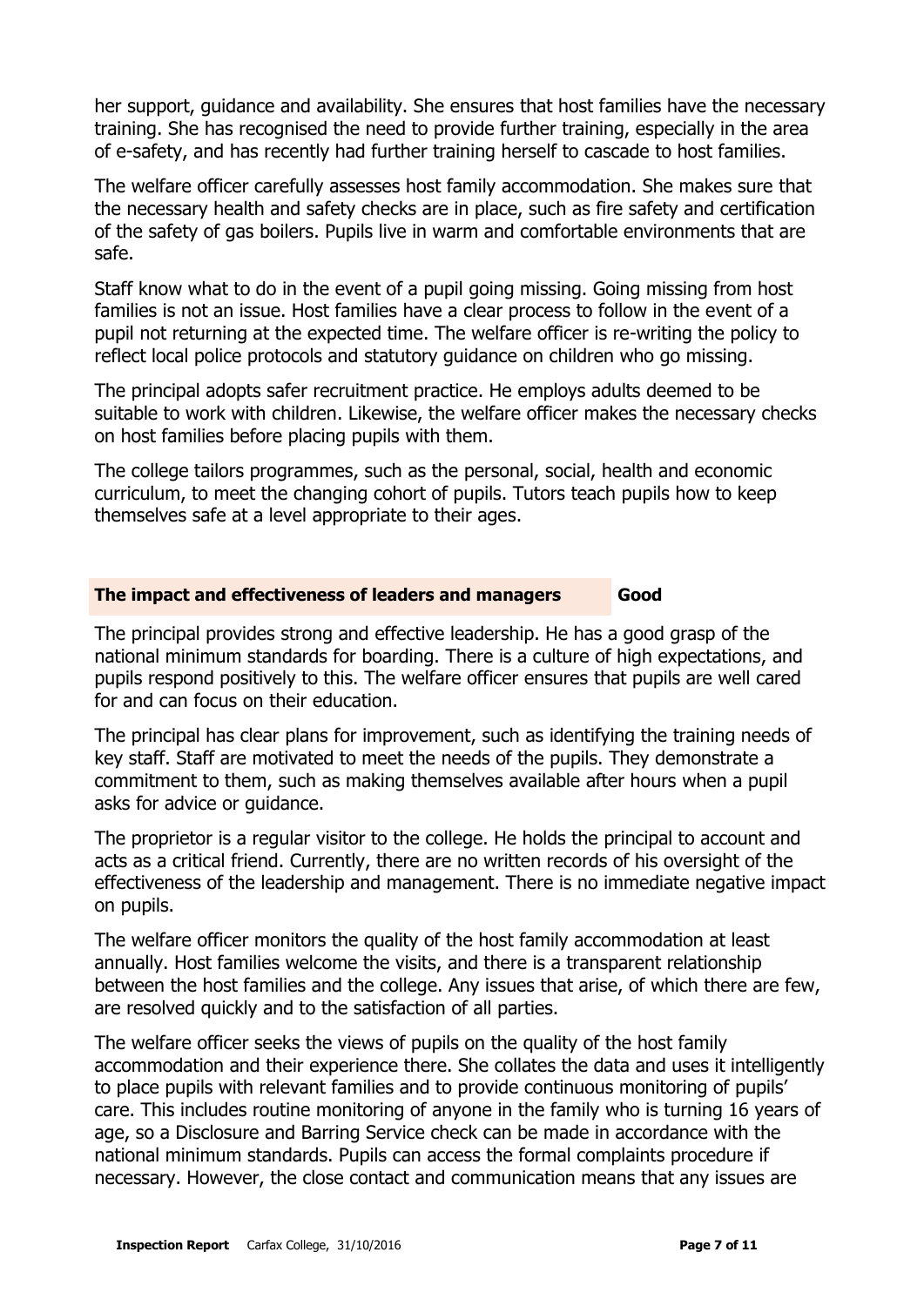her support, guidance and availability. She ensures that host families have the necessary training. She has recognised the need to provide further training, especially in the area of e-safety, and has recently had further training herself to cascade to host families.

The welfare officer carefully assesses host family accommodation. She makes sure that the necessary health and safety checks are in place, such as fire safety and certification of the safety of gas boilers. Pupils live in warm and comfortable environments that are safe.

Staff know what to do in the event of a pupil going missing. Going missing from host families is not an issue. Host families have a clear process to follow in the event of a pupil not returning at the expected time. The welfare officer is re-writing the policy to reflect local police protocols and statutory guidance on children who go missing.

The principal adopts safer recruitment practice. He employs adults deemed to be suitable to work with children. Likewise, the welfare officer makes the necessary checks on host families before placing pupils with them.

The college tailors programmes, such as the personal, social, health and economic curriculum, to meet the changing cohort of pupils. Tutors teach pupils how to keep themselves safe at a level appropriate to their ages.

| **The impact and effectiveness of leaders and managers** | **Good** |
|---|---|

The principal provides strong and effective leadership. He has a good grasp of the national minimum standards for boarding. There is a culture of high expectations, and pupils respond positively to this. The welfare officer ensures that pupils are well cared for and can focus on their education.

The principal has clear plans for improvement, such as identifying the training needs of key staff. Staff are motivated to meet the needs of the pupils. They demonstrate a commitment to them, such as making themselves available after hours when a pupil asks for advice or guidance.

The proprietor is a regular visitor to the college. He holds the principal to account and acts as a critical friend. Currently, there are no written records of his oversight of the effectiveness of the leadership and management. There is no immediate negative impact on pupils.

The welfare officer monitors the quality of the host family accommodation at least annually. Host families welcome the visits, and there is a transparent relationship between the host families and the college. Any issues that arise, of which there are few, are resolved quickly and to the satisfaction of all parties.

The welfare officer seeks the views of pupils on the quality of the host family accommodation and their experience there. She collates the data and uses it intelligently to place pupils with relevant families and to provide continuous monitoring of pupils' care. This includes routine monitoring of anyone in the family who is turning 16 years of age, so a Disclosure and Barring Service check can be made in accordance with the national minimum standards. Pupils can access the formal complaints procedure if necessary. However, the close contact and communication means that any issues are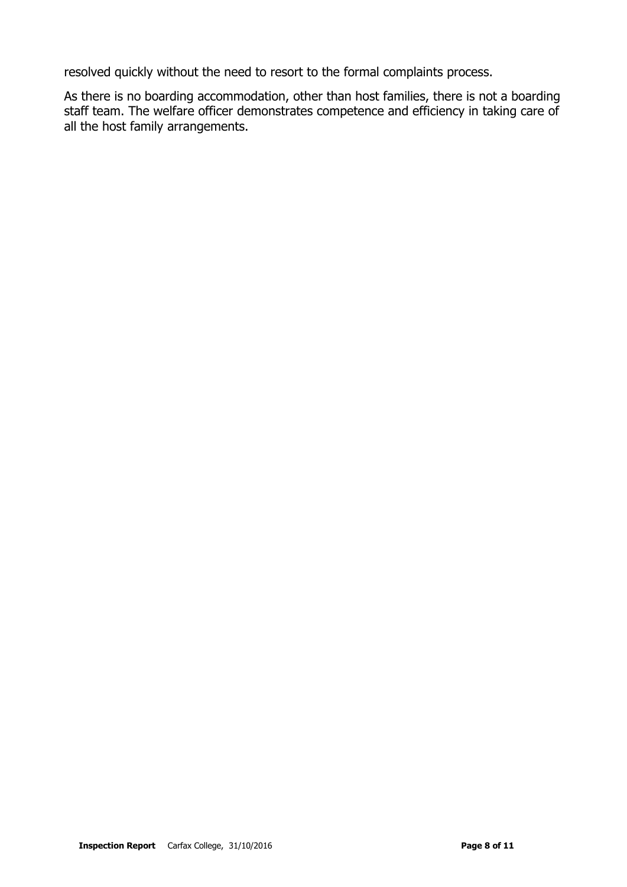resolved quickly without the need to resort to the formal complaints process.

As there is no boarding accommodation, other than host families, there is not a boarding staff team. The welfare officer demonstrates competence and efficiency in taking care of all the host family arrangements.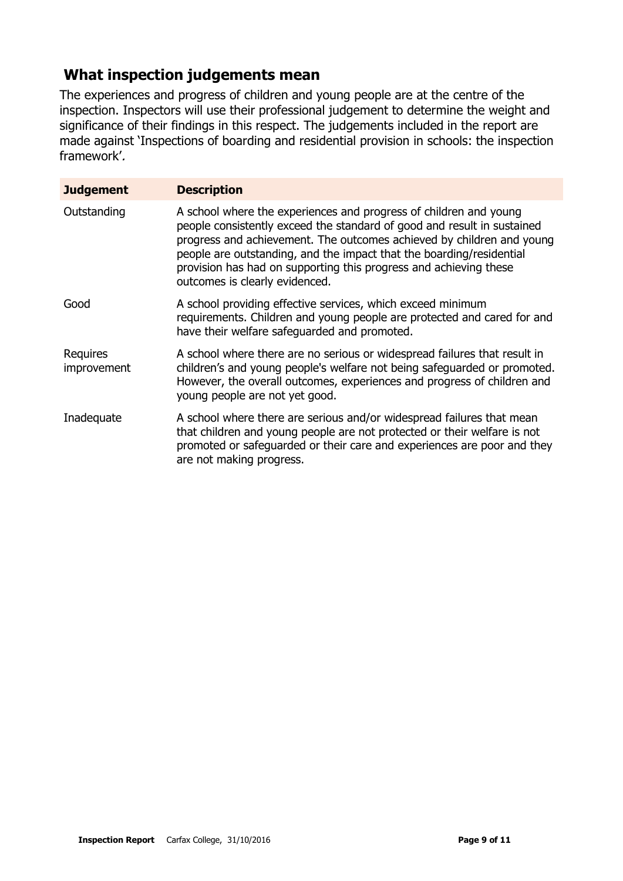## What inspection judgements mean

The experiences and progress of children and young people are at the centre of the inspection. Inspectors will use their professional judgement to determine the weight and significance of their findings in this respect. The judgements included in the report are made against 'Inspections of boarding and residential provision in schools: the inspection framework'*.*

| Judgement | Description |
|---|---|
| Outstanding | A school where the experiences and progress of children and young people consistently exceed the standard of good and result in sustained progress and achievement. The outcomes achieved by children and young people are outstanding, and the impact that the boarding/residential provision has had on supporting this progress and achieving these outcomes is clearly evidenced. |
| Good | A school providing effective services, which exceed minimum requirements. Children and young people are protected and cared for and have their welfare safeguarded and promoted. |
| Requires improvement | A school where there are no serious or widespread failures that result in children's and young people's welfare not being safeguarded or promoted. However, the overall outcomes, experiences and progress of children and young people are not yet good. |
| Inadequate | A school where there are serious and/or widespread failures that mean that children and young people are not protected or their welfare is not promoted or safeguarded or their care and experiences are poor and they are not making progress. |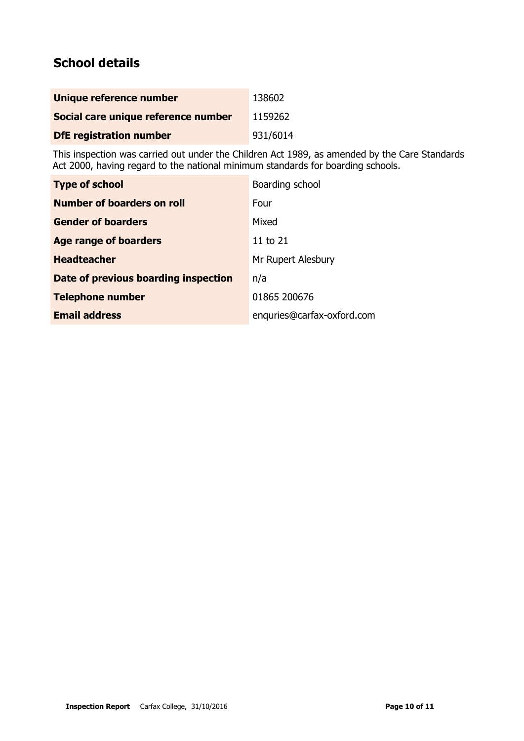## School details

| Unique reference number | 138602 |
|---|---|
| Social care unique reference number | 1159262 |
| DfE registration number | 931/6014 |

This inspection was carried out under the Children Act 1989, as amended by the Care Standards Act 2000, having regard to the national minimum standards for boarding schools.

| Type of school | Boarding school |
|---|---|
| Number of boarders on roll | Four |
| Gender of boarders | Mixed |
| Age range of boarders | 11 to 21 |
| Headteacher | Mr Rupert Alesbury |
| Date of previous boarding inspection | n/a |
| Telephone number | 01865 200676 |
| Email address | enquries@carfax-oxford.com |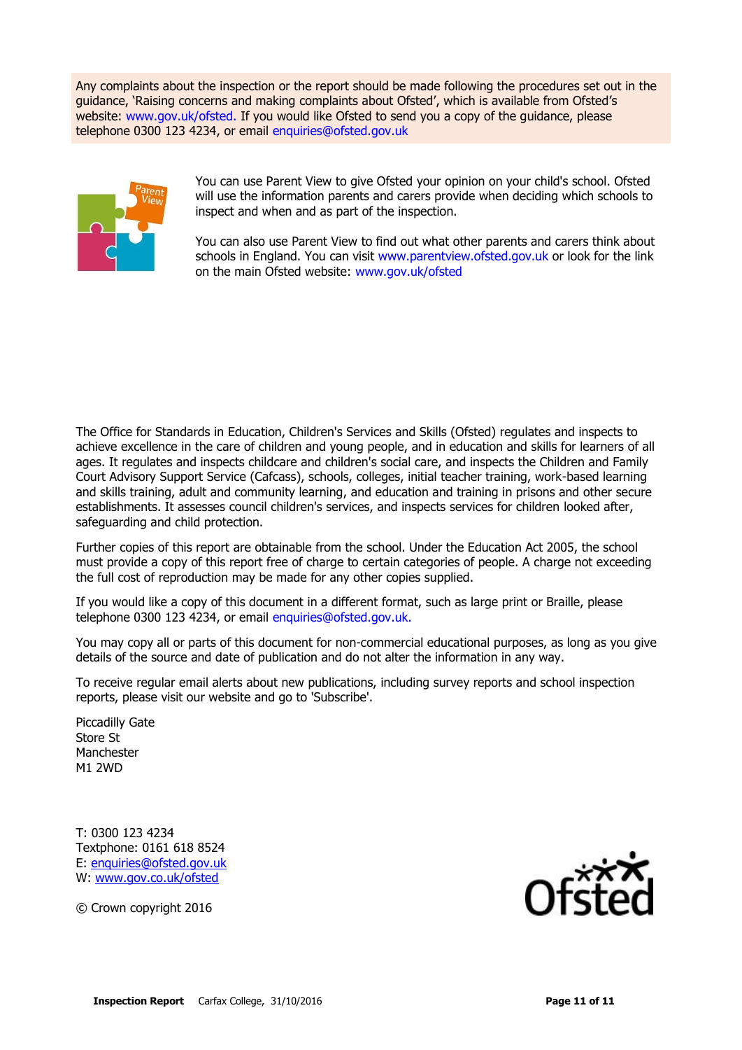Any complaints about the inspection or the report should be made following the procedures set out in the guidance, 'Raising concerns and making complaints about Ofsted', which is available from Ofsted's website: www.gov.uk/ofsted. If you would like Ofsted to send you a copy of the guidance, please telephone 0300 123 4234, or email enquiries@ofsted.gov.uk

You can use Parent View to give Ofsted your opinion on your child's school. Ofsted will use the information parents and carers provide when deciding which schools to inspect and when and as part of the inspection.

You can also use Parent View to find out what other parents and carers think about schools in England. You can visit www.parentview.ofsted.gov.uk or look for the link on the main Ofsted website: www.gov.uk/ofsted

The Office for Standards in Education, Children's Services and Skills (Ofsted) regulates and inspects to achieve excellence in the care of children and young people, and in education and skills for learners of all ages. It regulates and inspects childcare and children's social care, and inspects the Children and Family Court Advisory Support Service (Cafcass), schools, colleges, initial teacher training, work-based learning and skills training, adult and community learning, and education and training in prisons and other secure establishments. It assesses council children's services, and inspects services for children looked after, safeguarding and child protection.

Further copies of this report are obtainable from the school. Under the Education Act 2005, the school must provide a copy of this report free of charge to certain categories of people. A charge not exceeding the full cost of reproduction may be made for any other copies supplied.

If you would like a copy of this document in a different format, such as large print or Braille, please telephone 0300 123 4234, or email enquiries@ofsted.gov.uk.

You may copy all or parts of this document for non-commercial educational purposes, as long as you give details of the source and date of publication and do not alter the information in any way.

To receive regular email alerts about new publications, including survey reports and school inspection reports, please visit our website and go to 'Subscribe'.

Piccadilly Gate
Store St
Manchester
M1 2WD

T: 0300 123 4234
Textphone: 0161 618 8524
E: enquiries@ofsted.gov.uk
W: www.gov.co.uk/ofsted

© Crown copyright 2016